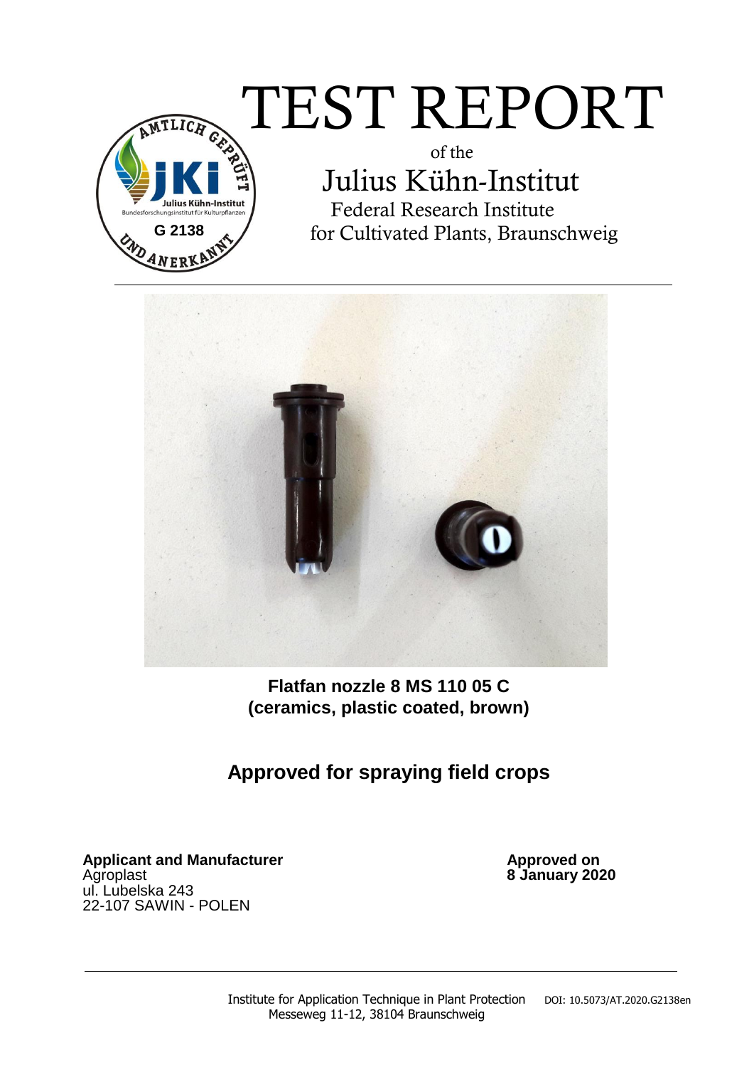# TEST REPORT

of the

## Julius Kühn-Institut

Federal Research Institute
for Cultivated Plants, Braunschweig

---

**Flatfan nozzle 8 MS 110 05 C**
**(ceramics, plastic coated, brown)**

## Approved for spraying field crops

**Applicant and Manufacturer**
Agroplast
ul. Lubelska 243
22-107 SAWIN - POLEN

**Approved on**
**8 January 2020**

---

Institute for Application Technique in Plant Protection
Messeweg 11-12, 38104 Braunschweig

DOI: 10.5073/AT.2020.G2138en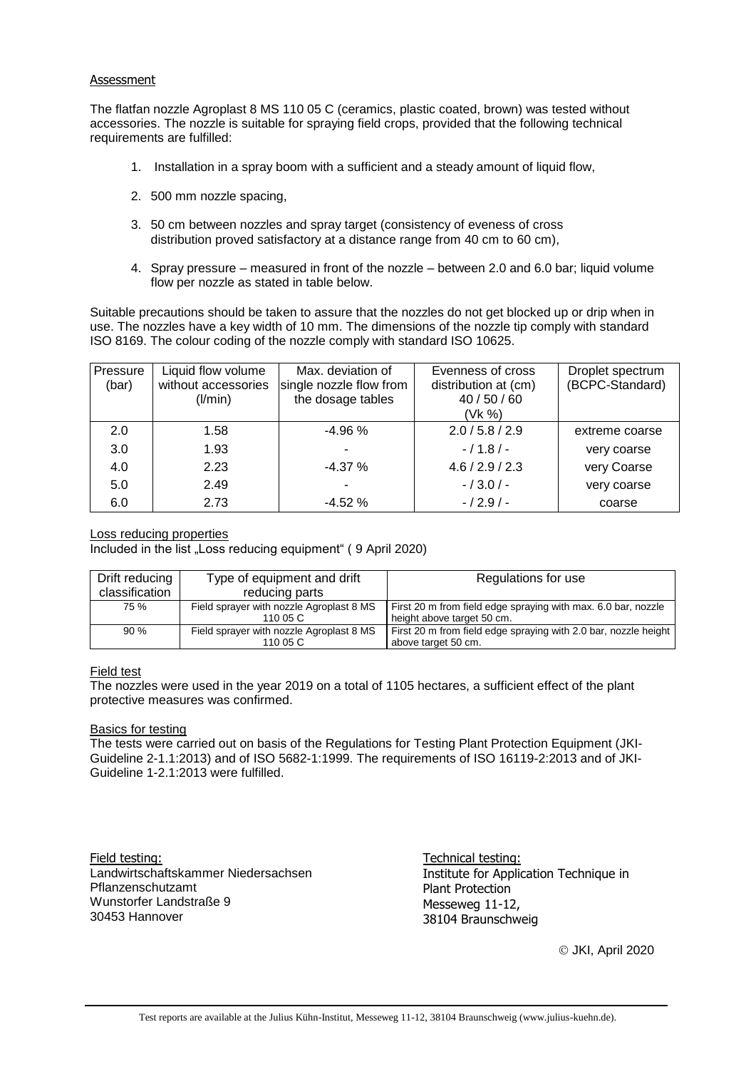Assessment

The flatfan nozzle Agroplast 8 MS 110 05 C (ceramics, plastic coated, brown) was tested without accessories. The nozzle is suitable for spraying field crops, provided that the following technical requirements are fulfilled:

1. Installation in a spray boom with a sufficient and a steady amount of liquid flow,
2. 500 mm nozzle spacing,
3. 50 cm between nozzles and spray target (consistency of eveness of cross distribution proved satisfactory at a distance range from 40 cm to 60 cm),
4. Spray pressure – measured in front of the nozzle – between 2.0 and 6.0 bar; liquid volume flow per nozzle as stated in table below.

Suitable precautions should be taken to assure that the nozzles do not get blocked up or drip when in use. The nozzles have a key width of 10 mm. The dimensions of the nozzle tip comply with standard ISO 8169. The colour coding of the nozzle comply with standard ISO 10625.

| Pressure (bar) | Liquid flow volume without accessories (l/min) | Max. deviation of single nozzle flow from the dosage tables | Evenness of cross distribution at (cm) 40 / 50 / 60 (Vk %) | Droplet spectrum (BCPC-Standard) |
|---|---|---|---|---|
| 2.0 | 1.58 | -4.96 % | 2.0 / 5.8 / 2.9 | extreme coarse |
| 3.0 | 1.93 | - | - / 1.8 / - | very coarse |
| 4.0 | 2.23 | -4.37 % | 4.6 / 2.9 / 2.3 | very Coarse |
| 5.0 | 2.49 | - | - / 3.0 / - | very coarse |
| 6.0 | 2.73 | -4.52 % | - / 2.9 / - | coarse |

Loss reducing properties
Included in the list „Loss reducing equipment“ ( 9 April 2020)

| Drift reducing classification | Type of equipment and drift reducing parts | Regulations for use |
|---|---|---|
| 75 % | Field sprayer with nozzle Agroplast 8 MS 110 05 C | First 20 m from field edge spraying with max. 6.0 bar, nozzle height above target 50 cm. |
| 90 % | Field sprayer with nozzle Agroplast 8 MS 110 05 C | First 20 m from field edge spraying with 2.0 bar, nozzle height above target 50 cm. |

Field test
The nozzles were used in the year 2019 on a total of 1105 hectares, a sufficient effect of the plant protective measures was confirmed.

Basics for testing
The tests were carried out on basis of the Regulations for Testing Plant Protection Equipment (JKI-Guideline 2-1.1:2013) and of ISO 5682-1:1999. The requirements of ISO 16119-2:2013 and of JKI-Guideline 1-2.1:2013 were fulfilled.

Field testing:
Landwirtschaftskammer Niedersachsen
Pflanzenschutzamt
Wunstorfer Landstraße 9
30453 Hannover

Technical testing:
Institute for Application Technique in Plant Protection
Messeweg 11-12,
38104 Braunschweig

© JKI, April 2020

Test reports are available at the Julius Kühn-Institut, Messeweg 11-12, 38104 Braunschweig (www.julius-kuehn.de).